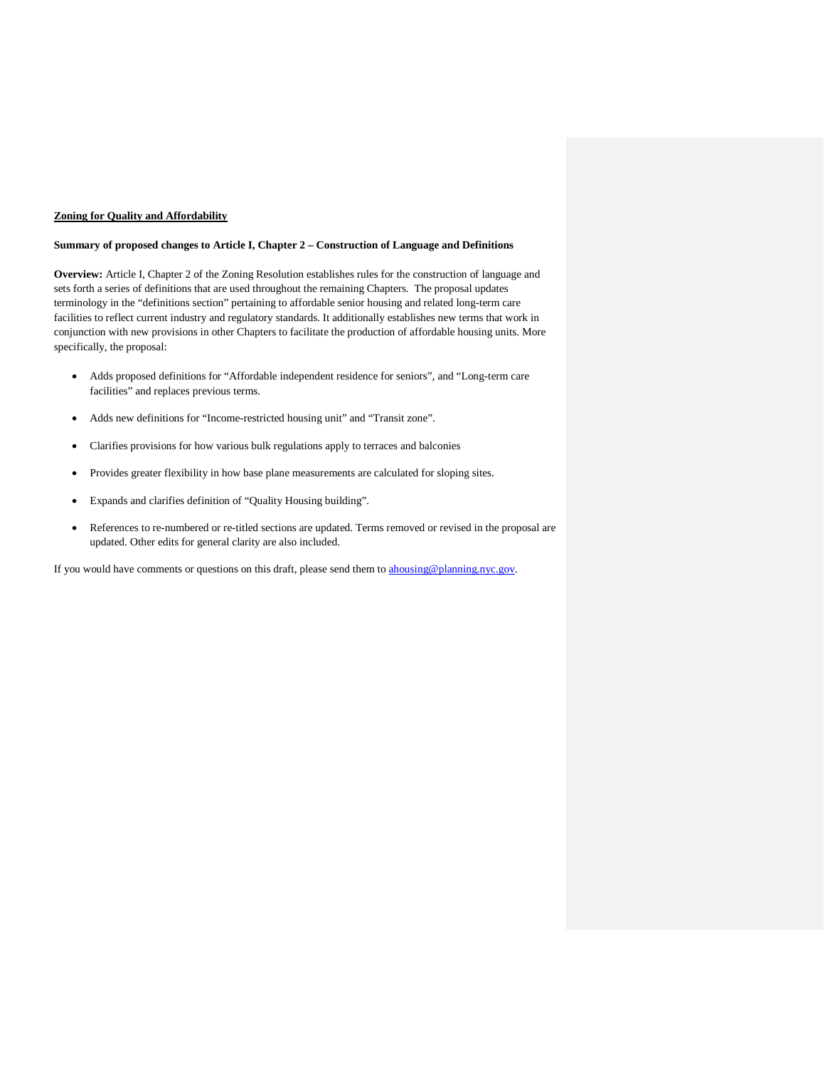**Zoning for Quality and Affordability**

**Summary of proposed changes to Article I, Chapter 2 – Construction of Language and Definitions**

**Overview:** Article I, Chapter 2 of the Zoning Resolution establishes rules for the construction of language and sets forth a series of definitions that are used throughout the remaining Chapters. The proposal updates terminology in the "definitions section" pertaining to affordable senior housing and related long-term care facilities to reflect current industry and regulatory standards. It additionally establishes new terms that work in conjunction with new provisions in other Chapters to facilitate the production of affordable housing units. More specifically, the proposal:

- Adds proposed definitions for "Affordable independent residence for seniors", and "Long-term care facilities" and replaces previous terms.
- Adds new definitions for "Income-restricted housing unit" and "Transit zone".
- Clarifies provisions for how various bulk regulations apply to terraces and balconies
- Provides greater flexibility in how base plane measurements are calculated for sloping sites.
- Expands and clarifies definition of "Quality Housing building".
- References to re-numbered or re-titled sections are updated. Terms removed or revised in the proposal are updated. Other edits for general clarity are also included.

If you would have comments or questions on this draft, please send them to [ahousing@planning.nyc.gov](mailto:ahousing@planning.nyc.gov).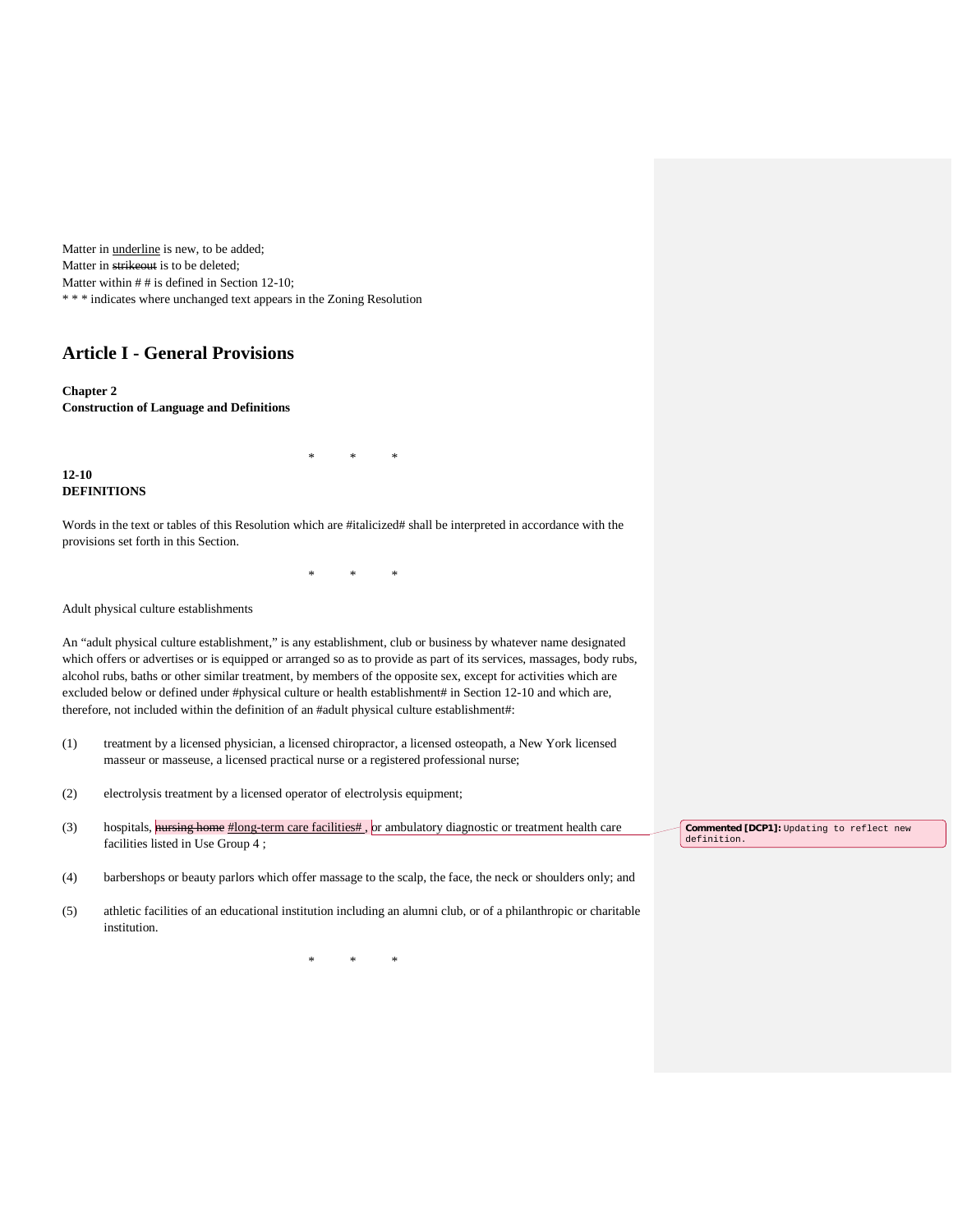Matter in underline is new, to be added;
Matter in ~~strikeout~~ is to be deleted;
Matter within # # is defined in Section 12-10;
* * * indicates where unchanged text appears in the Zoning Resolution

# Article I - General Provisions

**Chapter 2**
**Construction of Language and Definitions**

\* \* \*

**12-10**
**DEFINITIONS**

Words in the text or tables of this Resolution which are #italicized# shall be interpreted in accordance with the provisions set forth in this Section.

\* \* \*

Adult physical culture establishments

An "adult physical culture establishment," is any establishment, club or business by whatever name designated which offers or advertises or is equipped or arranged so as to provide as part of its services, massages, body rubs, alcohol rubs, baths or other similar treatment, by members of the opposite sex, except for activities which are excluded below or defined under #physical culture or health establishment# in Section 12-10 and which are, therefore, not included within the definition of an #adult physical culture establishment#:

(1) treatment by a licensed physician, a licensed chiropractor, a licensed osteopath, a New York licensed masseur or masseuse, a licensed practical nurse or a registered professional nurse;

(2) electrolysis treatment by a licensed operator of electrolysis equipment;

(3) hospitals, ~~nursing home~~ <u>#long-term care facilities#</u> , or ambulatory diagnostic or treatment health care facilities listed in Use Group 4 ;

(4) barbershops or beauty parlors which offer massage to the scalp, the face, the neck or shoulders only; and

(5) athletic facilities of an educational institution including an alumni club, or of a philanthropic or charitable institution.

\* \* \*

**Commented [DCP1]:** Updating to reflect new definition.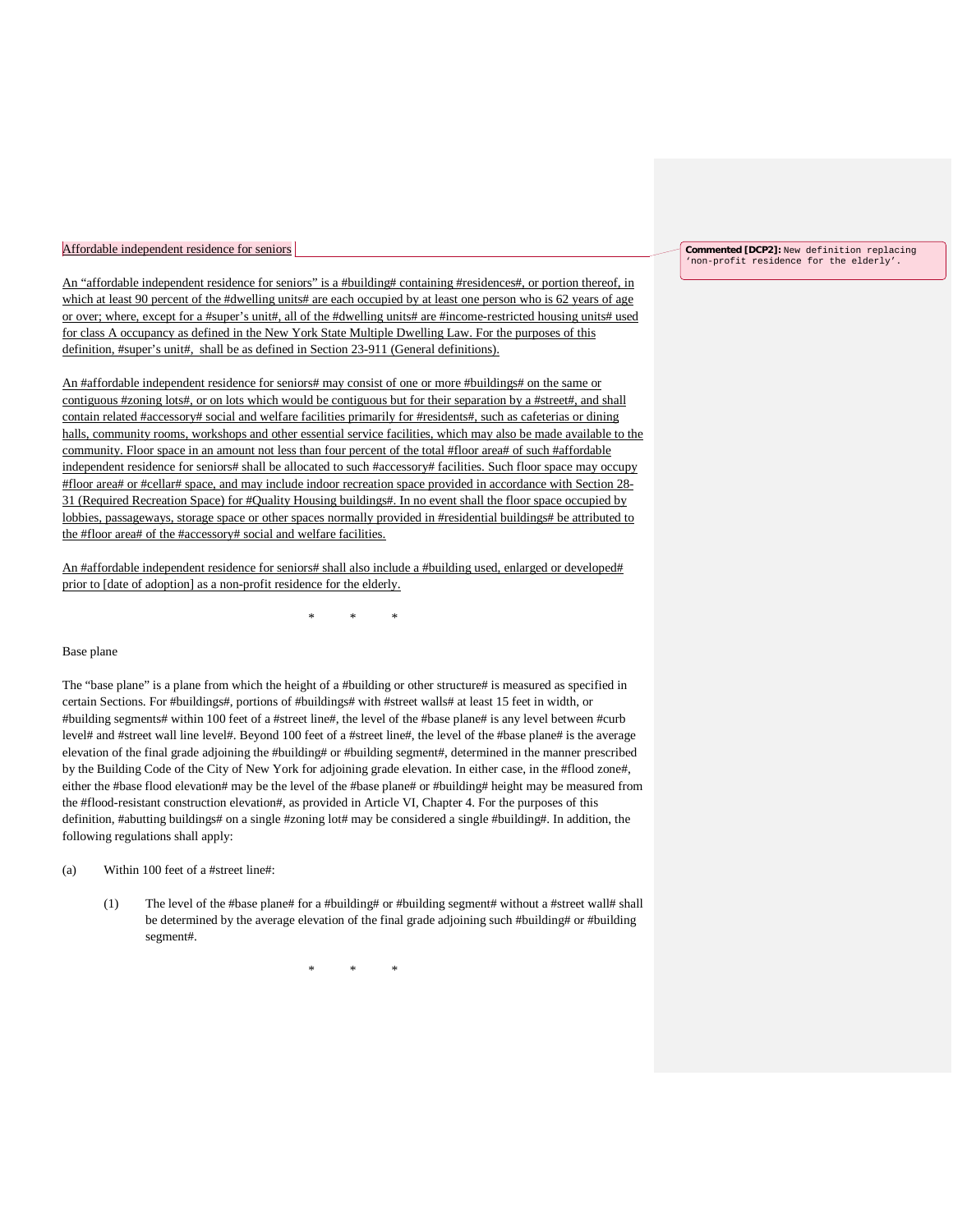Affordable independent residence for seniors

> Commented [DCP2]: New definition replacing 'non-profit residence for the elderly'.

An "affordable independent residence for seniors" is a #building# containing #residences#, or portion thereof, in which at least 90 percent of the #dwelling units# are each occupied by at least one person who is 62 years of age or over; where, except for a #super's unit#, all of the #dwelling units# are #income-restricted housing units# used for class A occupancy as defined in the New York State Multiple Dwelling Law. For the purposes of this definition, #super's unit#, shall be as defined in Section 23-911 (General definitions).

An #affordable independent residence for seniors# may consist of one or more #buildings# on the same or contiguous #zoning lots#, or on lots which would be contiguous but for their separation by a #street#, and shall contain related #accessory# social and welfare facilities primarily for #residents#, such as cafeterias or dining halls, community rooms, workshops and other essential service facilities, which may also be made available to the community. Floor space in an amount not less than four percent of the total #floor area# of such #affordable independent residence for seniors# shall be allocated to such #accessory# facilities. Such floor space may occupy #floor area# or #cellar# space, and may include indoor recreation space provided in accordance with Section 28-31 (Required Recreation Space) for #Quality Housing buildings#. In no event shall the floor space occupied by lobbies, passageways, storage space or other spaces normally provided in #residential buildings# be attributed to the #floor area# of the #accessory# social and welfare facilities.

An #affordable independent residence for seniors# shall also include a #building used, enlarged or developed# prior to [date of adoption] as a non-profit residence for the elderly.

\* \* \*

Base plane

The "base plane" is a plane from which the height of a #building or other structure# is measured as specified in certain Sections. For #buildings#, portions of #buildings# with #street walls# at least 15 feet in width, or #building segments# within 100 feet of a #street line#, the level of the #base plane# is any level between #curb level# and #street wall line level#. Beyond 100 feet of a #street line#, the level of the #base plane# is the average elevation of the final grade adjoining the #building# or #building segment#, determined in the manner prescribed by the Building Code of the City of New York for adjoining grade elevation. In either case, in the #flood zone#, either the #base flood elevation# may be the level of the #base plane# or #building# height may be measured from the #flood-resistant construction elevation#, as provided in Article VI, Chapter 4. For the purposes of this definition, #abutting buildings# on a single #zoning lot# may be considered a single #building#. In addition, the following regulations shall apply:

(a) Within 100 feet of a #street line#:

  (1) The level of the #base plane# for a #building# or #building segment# without a #street wall# shall be determined by the average elevation of the final grade adjoining such #building# or #building segment#.

\* \* \*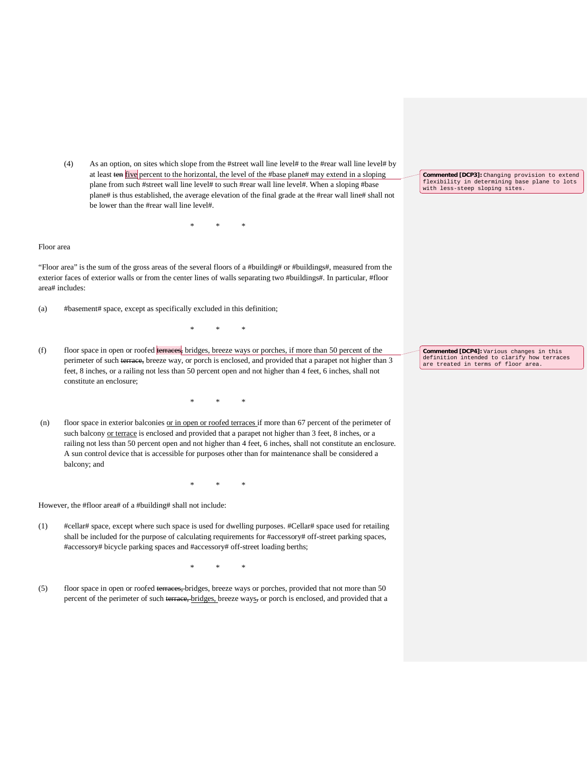(4) As an option, on sites which slope from the #street wall line level# to the #rear wall line level# by at least ~~ten~~ five percent to the horizontal, the level of the #base plane# may extend in a sloping plane from such #street wall line level# to such #rear wall line level#. When a sloping #base plane# is thus established, the average elevation of the final grade at the #rear wall line# shall not be lower than the #rear wall line level#.

> **Commented [DCP3]:** Changing provision to extend flexibility in determining base plane to lots with less-steep sloping sites.

\* \* \*

Floor area

"Floor area" is the sum of the gross areas of the several floors of a #building# or #buildings#, measured from the exterior faces of exterior walls or from the center lines of walls separating two #buildings#. In particular, #floor area# includes:

(a) #basement# space, except as specifically excluded in this definition;

\* \* \*

(f) floor space in open or roofed ~~terraces,~~ bridges, breeze ways or porches, if more than 50 percent of the perimeter of such ~~terrace,~~ breeze way, or porch is enclosed, and provided that a parapet not higher than 3 feet, 8 inches, or a railing not less than 50 percent open and not higher than 4 feet, 6 inches, shall not constitute an enclosure;

> **Commented [DCP4]:** Various changes in this definition intended to clarify how terraces are treated in terms of floor area.

\* \* \*

(n) floor space in exterior balconies or in open or roofed terraces if more than 67 percent of the perimeter of such balcony or terrace is enclosed and provided that a parapet not higher than 3 feet, 8 inches, or a railing not less than 50 percent open and not higher than 4 feet, 6 inches, shall not constitute an enclosure. A sun control device that is accessible for purposes other than for maintenance shall be considered a balcony; and

\* \* \*

However, the #floor area# of a #building# shall not include:

(1) #cellar# space, except where such space is used for dwelling purposes. #Cellar# space used for retailing shall be included for the purpose of calculating requirements for #accessory# off-street parking spaces, #accessory# bicycle parking spaces and #accessory# off-street loading berths;

\* \* \*

(5) floor space in open or roofed ~~terraces,~~ bridges, breeze ways or porches, provided that not more than 50 percent of the perimeter of such ~~terrace,~~ bridges, breeze ways~~,~~ or porch is enclosed, and provided that a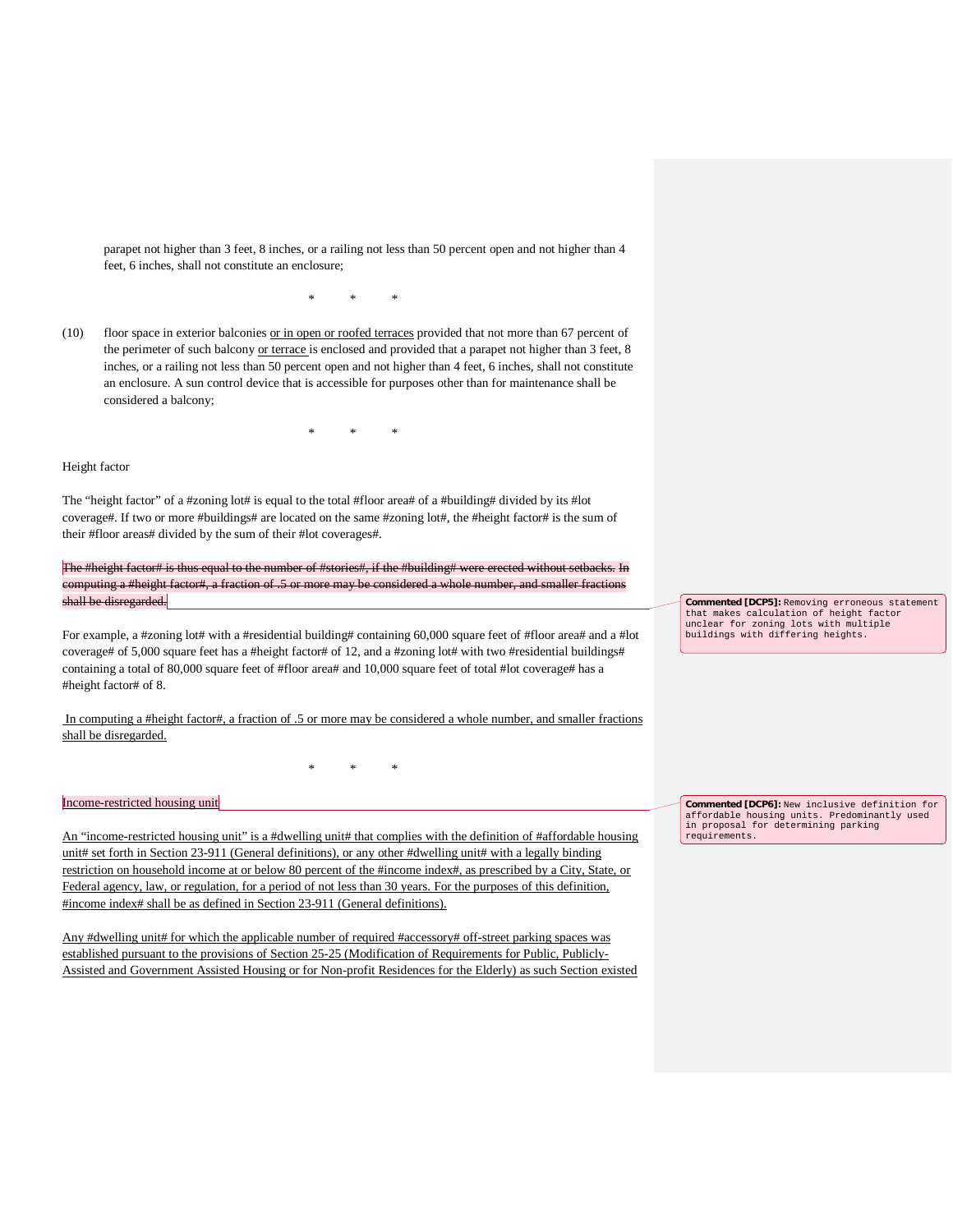parapet not higher than 3 feet, 8 inches, or a railing not less than 50 percent open and not higher than 4 feet, 6 inches, shall not constitute an enclosure;

\*     \*     \*

(10) floor space in exterior balconies or in open or roofed terraces provided that not more than 67 percent of the perimeter of such balcony or terrace is enclosed and provided that a parapet not higher than 3 feet, 8 inches, or a railing not less than 50 percent open and not higher than 4 feet, 6 inches, shall not constitute an enclosure. A sun control device that is accessible for purposes other than for maintenance shall be considered a balcony;

\*     \*     \*

Height factor

The "height factor" of a #zoning lot# is equal to the total #floor area# of a #building# divided by its #lot coverage#. If two or more #buildings# are located on the same #zoning lot#, the #height factor# is the sum of their #floor areas# divided by the sum of their #lot coverages#.

~~The #height factor# is thus equal to the number of #stories#, if the #building# were erected without setbacks. In computing a #height factor#, a fraction of .5 or more may be considered a whole number, and smaller fractions shall be disregarded.~~

> **Commented [DCP5]:** Removing erroneous statement that makes calculation of height factor unclear for zoning lots with multiple buildings with differing heights.

For example, a #zoning lot# with a #residential building# containing 60,000 square feet of #floor area# and a #lot coverage# of 5,000 square feet has a #height factor# of 12, and a #zoning lot# with two #residential buildings# containing a total of 80,000 square feet of #floor area# and 10,000 square feet of total #lot coverage# has a #height factor# of 8.

In computing a #height factor#, a fraction of .5 or more may be considered a whole number, and smaller fractions shall be disregarded.

\*     \*     \*

Income-restricted housing unit

> **Commented [DCP6]:** New inclusive definition for affordable housing units. Predominantly used in proposal for determining parking requirements.

An "income-restricted housing unit" is a #dwelling unit# that complies with the definition of #affordable housing unit# set forth in Section 23-911 (General definitions), or any other #dwelling unit# with a legally binding restriction on household income at or below 80 percent of the #income index#, as prescribed by a City, State, or Federal agency, law, or regulation, for a period of not less than 30 years. For the purposes of this definition, #income index# shall be as defined in Section 23-911 (General definitions).

Any #dwelling unit# for which the applicable number of required #accessory# off-street parking spaces was established pursuant to the provisions of Section 25-25 (Modification of Requirements for Public, Publicly-Assisted and Government Assisted Housing or for Non-profit Residences for the Elderly) as such Section existed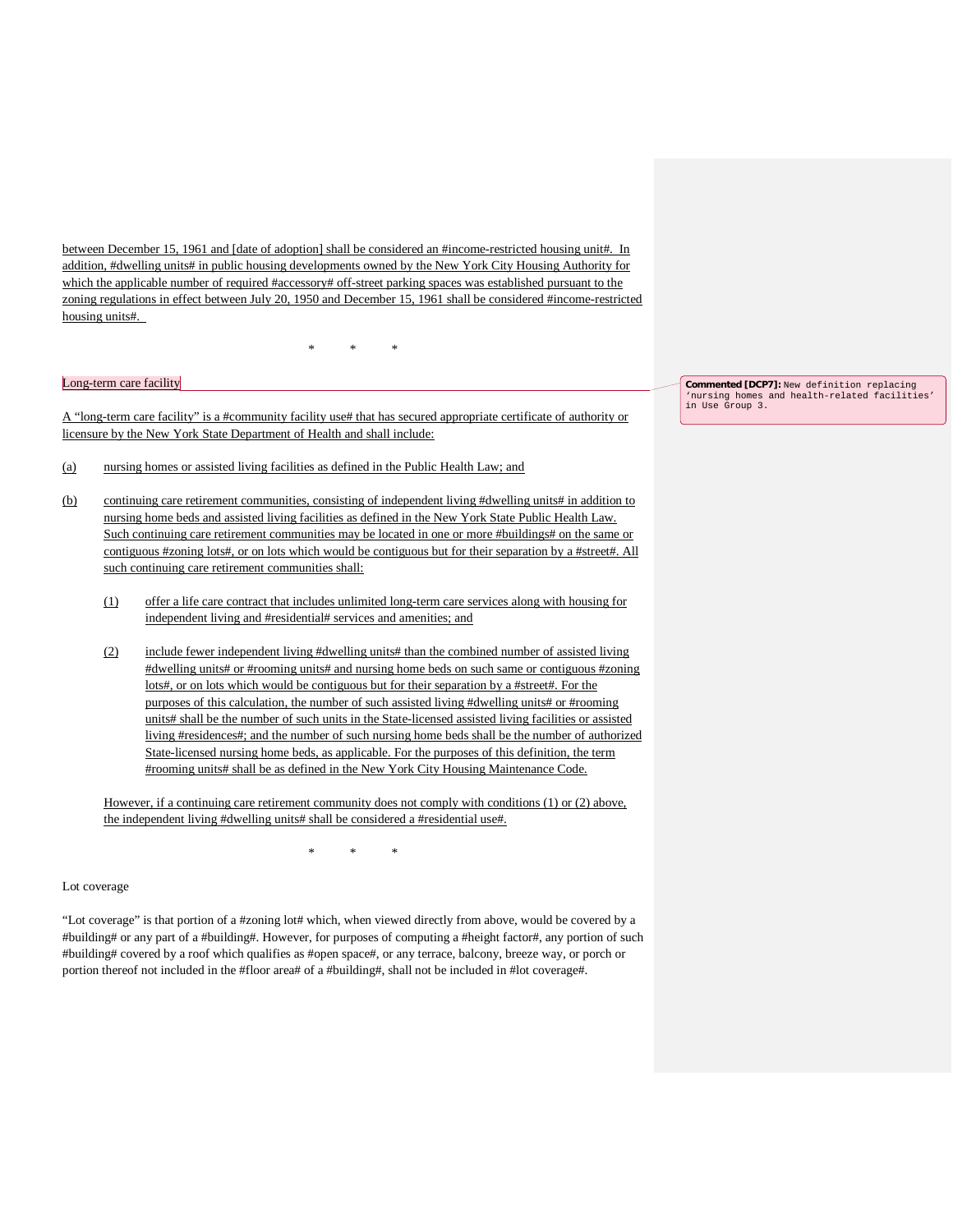between December 15, 1961 and [date of adoption] shall be considered an #income-restricted housing unit#. In addition, #dwelling units# in public housing developments owned by the New York City Housing Authority for which the applicable number of required #accessory# off-street parking spaces was established pursuant to the zoning regulations in effect between July 20, 1950 and December 15, 1961 shall be considered #income-restricted housing units#.

\* \* \*

Long-term care facility

**Commented [DCP7]:** New definition replacing 'nursing homes and health-related facilities' in Use Group 3.

A "long-term care facility" is a #community facility use# that has secured appropriate certificate of authority or licensure by the New York State Department of Health and shall include:

(a) nursing homes or assisted living facilities as defined in the Public Health Law; and

(b) continuing care retirement communities, consisting of independent living #dwelling units# in addition to nursing home beds and assisted living facilities as defined in the New York State Public Health Law. Such continuing care retirement communities may be located in one or more #buildings# on the same or contiguous #zoning lots#, or on lots which would be contiguous but for their separation by a #street#. All such continuing care retirement communities shall:

  (1) offer a life care contract that includes unlimited long-term care services along with housing for independent living and #residential# services and amenities; and

  (2) include fewer independent living #dwelling units# than the combined number of assisted living #dwelling units# or #rooming units# and nursing home beds on such same or contiguous #zoning lots#, or on lots which would be contiguous but for their separation by a #street#. For the purposes of this calculation, the number of such assisted living #dwelling units# or #rooming units# shall be the number of such units in the State-licensed assisted living facilities or assisted living #residences#; and the number of such nursing home beds shall be the number of authorized State-licensed nursing home beds, as applicable. For the purposes of this definition, the term #rooming units# shall be as defined in the New York City Housing Maintenance Code.

  However, if a continuing care retirement community does not comply with conditions (1) or (2) above, the independent living #dwelling units# shall be considered a #residential use#.

\* \* \*

Lot coverage

"Lot coverage" is that portion of a #zoning lot# which, when viewed directly from above, would be covered by a #building# or any part of a #building#. However, for purposes of computing a #height factor#, any portion of such #building# covered by a roof which qualifies as #open space#, or any terrace, balcony, breeze way, or porch or portion thereof not included in the #floor area# of a #building#, shall not be included in #lot coverage#.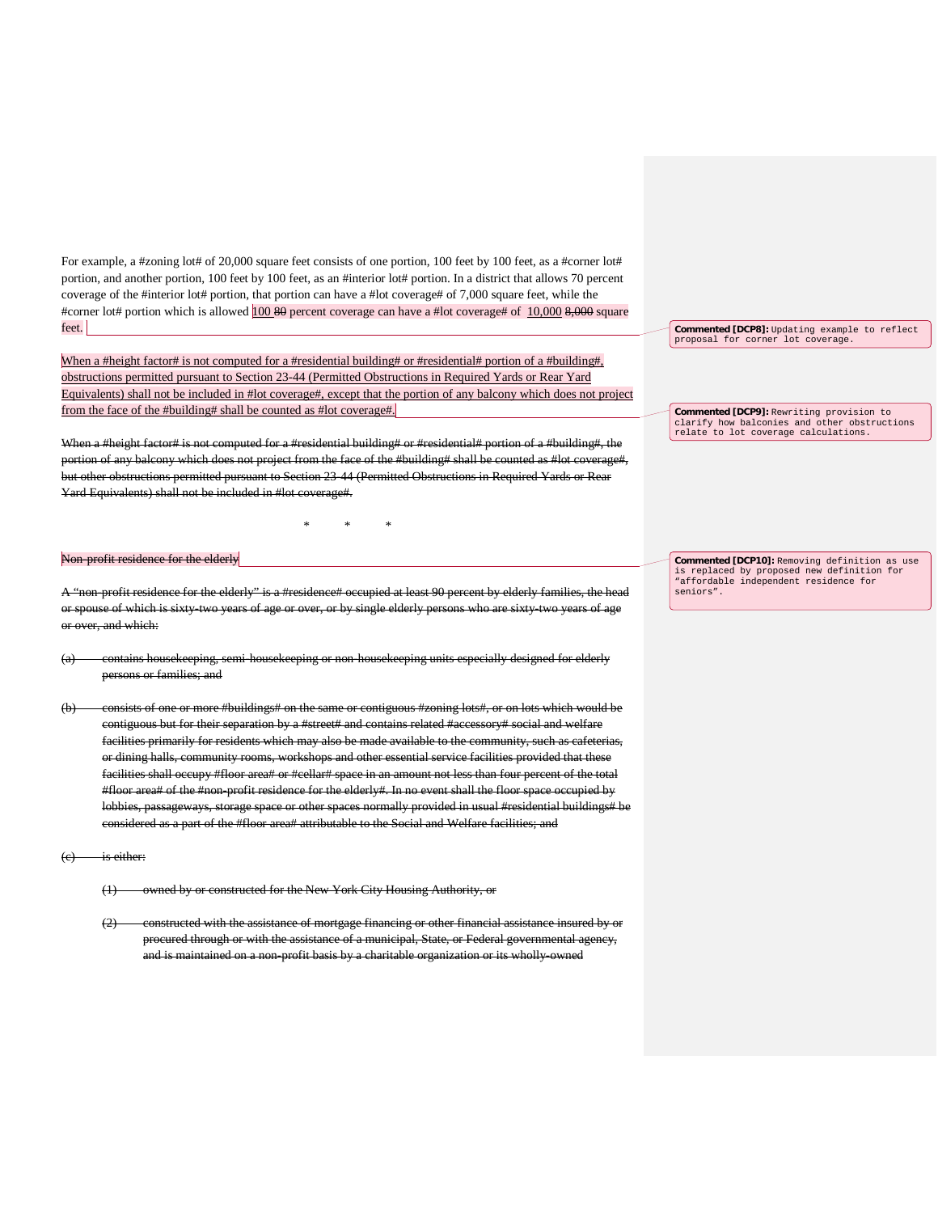For example, a #zoning lot# of 20,000 square feet consists of one portion, 100 feet by 100 feet, as a #corner lot# portion, and another portion, 100 feet by 100 feet, as an #interior lot# portion. In a district that allows 70 percent coverage of the #interior lot# portion, that portion can have a #lot coverage# of 7,000 square feet, while the #corner lot# portion which is allowed 100 ~~80~~ percent coverage can have a #lot coverage# of 10,000 ~~8,000~~ square feet.

> **Commented [DCP8]:** Updating example to reflect proposal for corner lot coverage.

When a #height factor# is not computed for a #residential building# or #residential# portion of a #building#, obstructions permitted pursuant to Section 23-44 (Permitted Obstructions in Required Yards or Rear Yard Equivalents) shall not be included in #lot coverage#, except that the portion of any balcony which does not project from the face of the #building# shall be counted as #lot coverage#.

> **Commented [DCP9]:** Rewriting provision to clarify how balconies and other obstructions relate to lot coverage calculations.

~~When a #height factor# is not computed for a #residential building# or #residential# portion of a #building#, the portion of any balcony which does not project from the face of the #building# shall be counted as #lot coverage#, but other obstructions permitted pursuant to Section 23-44 (Permitted Obstructions in Required Yards or Rear Yard Equivalents) shall not be included in #lot coverage#.~~

\* \* \*

~~Non-profit residence for the elderly~~

> **Commented [DCP10]:** Removing definition as use is replaced by proposed new definition for "affordable independent residence for seniors".

~~A "non-profit residence for the elderly" is a #residence# occupied at least 90 percent by elderly families, the head or spouse of which is sixty-two years of age or over, or by single elderly persons who are sixty-two years of age or over, and which:~~

~~(a) contains housekeeping, semi-housekeeping or non-housekeeping units especially designed for elderly persons or families; and~~

~~(b) consists of one or more #buildings# on the same or contiguous #zoning lots#, or on lots which would be contiguous but for their separation by a #street# and contains related #accessory# social and welfare facilities primarily for residents which may also be made available to the community, such as cafeterias, or dining halls, community rooms, workshops and other essential service facilities provided that these facilities shall occupy #floor area# or #cellar# space in an amount not less than four percent of the total #floor area# of the #non-profit residence for the elderly#. In no event shall the floor space occupied by lobbies, passageways, storage space or other spaces normally provided in usual #residential buildings# be considered as a part of the #floor area# attributable to the Social and Welfare facilities; and~~

~~(c) is either:~~

~~(1) owned by or constructed for the New York City Housing Authority, or~~

~~(2) constructed with the assistance of mortgage financing or other financial assistance insured by or procured through or with the assistance of a municipal, State, or Federal governmental agency, and is maintained on a non-profit basis by a charitable organization or its wholly-owned~~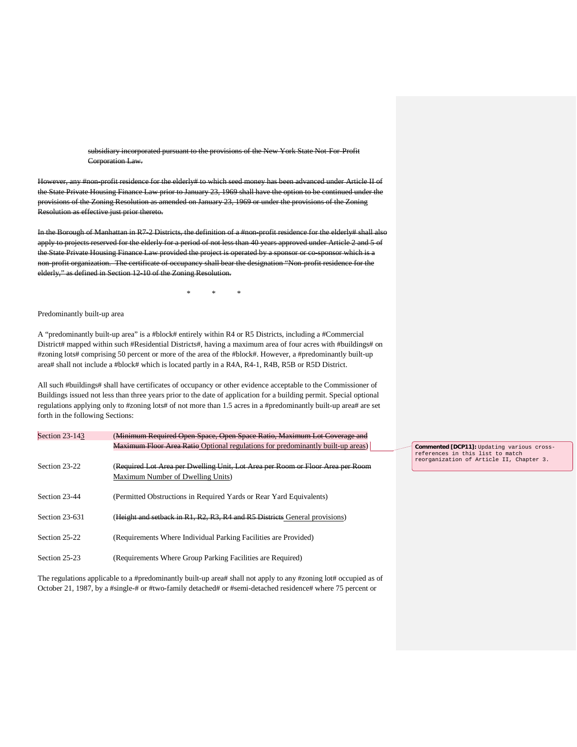subsidiary incorporated pursuant to the provisions of the New York State Not-For-Profit Corporation Law.

However, any #non-profit residence for the elderly# to which seed money has been advanced under Article II of the State Private Housing Finance Law prior to January 23, 1969 shall have the option to be continued under the provisions of the Zoning Resolution as amended on January 23, 1969 or under the provisions of the Zoning Resolution as effective just prior thereto.

In the Borough of Manhattan in R7-2 Districts, the definition of a #non-profit residence for the elderly# shall also apply to projects reserved for the elderly for a period of not less than 40 years approved under Article 2 and 5 of the State Private Housing Finance Law provided the project is operated by a sponsor or co-sponsor which is a non-profit organization. The certificate of occupancy shall bear the designation "Non-profit residence for the elderly," as defined in Section 12-10 of the Zoning Resolution.

\* \* \*

Predominantly built-up area

A "predominantly built-up area" is a #block# entirely within R4 or R5 Districts, including a #Commercial District# mapped within such #Residential Districts#, having a maximum area of four acres with #buildings# on #zoning lots# comprising 50 percent or more of the area of the #block#. However, a #predominantly built-up area# shall not include a #block# which is located partly in a R4A, R4-1, R4B, R5B or R5D District.

All such #buildings# shall have certificates of occupancy or other evidence acceptable to the Commissioner of Buildings issued not less than three years prior to the date of application for a building permit. Special optional regulations applying only to #zoning lots# of not more than 1.5 acres in a #predominantly built-up area# are set forth in the following Sections:

| | |
|---|---|
| Section 23-14~~3~~3 | (~~Minimum Required Open Space, Open Space Ratio, Maximum Lot Coverage and Maximum Floor Area Ratio~~ Optional regulations for predominantly built-up areas) |
| Section 23-22 | (~~Required Lot Area per Dwelling Unit, Lot Area per Room or Floor Area per Room~~ Maximum Number of Dwelling Units) |
| Section 23-44 | (Permitted Obstructions in Required Yards or Rear Yard Equivalents) |
| Section 23-631 | (~~Height and setback in R1, R2, R3, R4 and R5 Districts~~ General provisions) |
| Section 25-22 | (Requirements Where Individual Parking Facilities are Provided) |
| Section 25-23 | (Requirements Where Group Parking Facilities are Required) |

**Commented [DCP11]:** Updating various cross-references in this list to match reorganization of Article II, Chapter 3.

The regulations applicable to a #predominantly built-up area# shall not apply to any #zoning lot# occupied as of October 21, 1987, by a #single-# or #two-family detached# or #semi-detached residence# where 75 percent or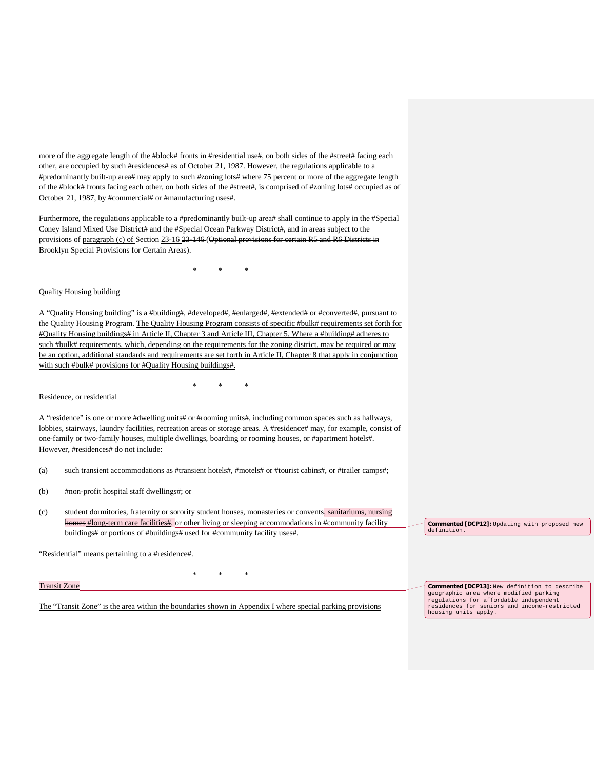more of the aggregate length of the #block# fronts in #residential use#, on both sides of the #street# facing each other, are occupied by such #residences# as of October 21, 1987. However, the regulations applicable to a #predominantly built-up area# may apply to such #zoning lots# where 75 percent or more of the aggregate length of the #block# fronts facing each other, on both sides of the #street#, is comprised of #zoning lots# occupied as of October 21, 1987, by #commercial# or #manufacturing uses#.

Furthermore, the regulations applicable to a #predominantly built-up area# shall continue to apply in the #Special Coney Island Mixed Use District# and the #Special Ocean Parkway District#, and in areas subject to the provisions of paragraph (c) of Section 23-16 ~~23-146~~ (~~Optional provisions for certain R5 and R6 Districts in Brooklyn~~ Special Provisions for Certain Areas).

\*        \*        \*

Quality Housing building

A "Quality Housing building" is a #building#, #developed#, #enlarged#, #extended# or #converted#, pursuant to the Quality Housing Program. The Quality Housing Program consists of specific #bulk# requirements set forth for #Quality Housing buildings# in Article II, Chapter 3 and Article III, Chapter 5. Where a #building# adheres to such #bulk# requirements, which, depending on the requirements for the zoning district, may be required or may be an option, additional standards and requirements are set forth in Article II, Chapter 8 that apply in conjunction with such #bulk# provisions for #Quality Housing buildings#.

\*        \*        \*

Residence, or residential

A "residence" is one or more #dwelling units# or #rooming units#, including common spaces such as hallways, lobbies, stairways, laundry facilities, recreation areas or storage areas. A #residence# may, for example, consist of one-family or two-family houses, multiple dwellings, boarding or rooming houses, or #apartment hotels#. However, #residences# do not include:

(a) such transient accommodations as #transient hotels#, #motels# or #tourist cabins#, or #trailer camps#;

(b) #non-profit hospital staff dwellings#; or

(c) student dormitories, fraternity or sorority student houses, monasteries or convents~~, sanitariums, nursing homes~~ #long-term care facilities#, or other living or sleeping accommodations in #community facility buildings# or portions of #buildings# used for #community facility uses#.

"Residential" means pertaining to a #residence#.

\*        \*        \*

Transit Zone

The "Transit Zone" is the area within the boundaries shown in Appendix I where special parking provisions

**Commented [DCP12]:** Updating with proposed new definition.

**Commented [DCP13]:** New definition to describe geographic area where modified parking regulations for affordable independent residences for seniors and income-restricted housing units apply.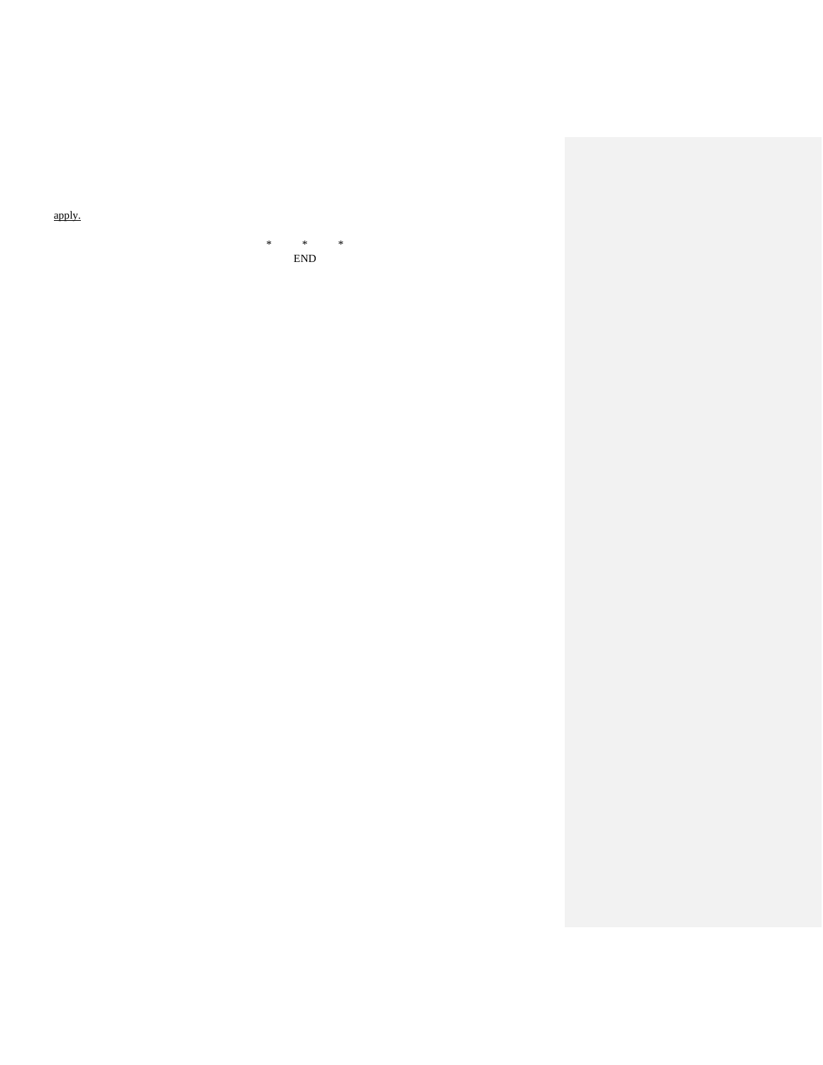<u>apply.</u>

\*          \*          \*

END

<u>apply.</u>

*          *          *

END